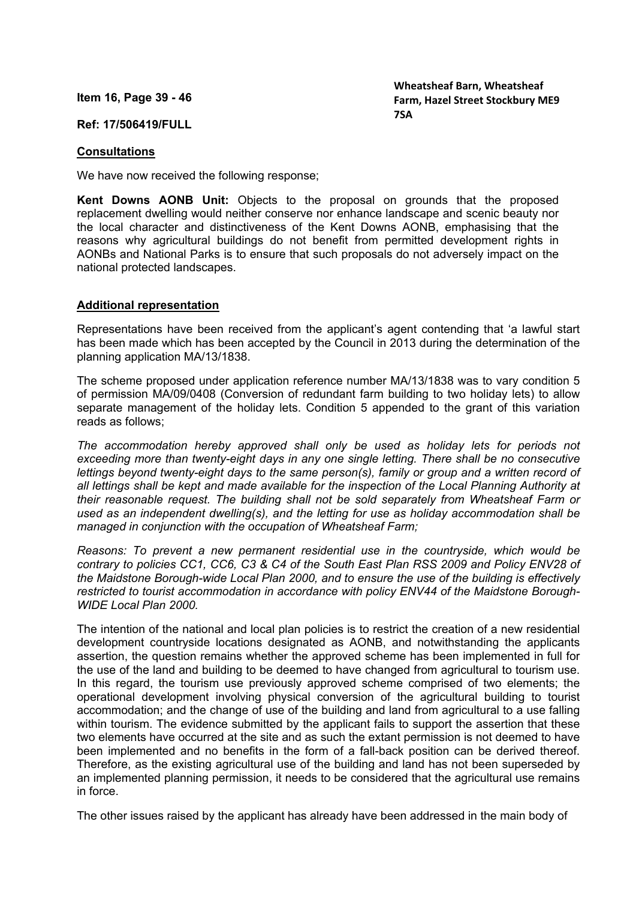**Item 16, Page 39 - 46**

**Wheatsheaf Barn, Wheatsheaf Farm, Hazel Street Stockbury ME9 7SA**

**Ref: 17/506419/FULL**

**Consultations**

We have now received the following response;

**Kent Downs AONB Unit:** Objects to the proposal on grounds that the proposed replacement dwelling would neither conserve nor enhance landscape and scenic beauty nor the local character and distinctiveness of the Kent Downs AONB, emphasising that the reasons why agricultural buildings do not benefit from permitted development rights in AONBs and National Parks is to ensure that such proposals do not adversely impact on the national protected landscapes.

**Additional representation**

Representations have been received from the applicant's agent contending that 'a lawful start has been made which has been accepted by the Council in 2013 during the determination of the planning application MA/13/1838.

The scheme proposed under application reference number MA/13/1838 was to vary condition 5 of permission MA/09/0408 (Conversion of redundant farm building to two holiday lets) to allow separate management of the holiday lets. Condition 5 appended to the grant of this variation reads as follows;

*The accommodation hereby approved shall only be used as holiday lets for periods not exceeding more than twenty-eight days in any one single letting. There shall be no consecutive lettings beyond twenty-eight days to the same person(s), family or group and a written record of all lettings shall be kept and made available for the inspection of the Local Planning Authority at their reasonable request. The building shall not be sold separately from Wheatsheaf Farm or used as an independent dwelling(s), and the letting for use as holiday accommodation shall be managed in conjunction with the occupation of Wheatsheaf Farm;*

*Reasons: To prevent a new permanent residential use in the countryside, which would be contrary to policies CC1, CC6, C3 & C4 of the South East Plan RSS 2009 and Policy ENV28 of the Maidstone Borough-wide Local Plan 2000, and to ensure the use of the building is effectively restricted to tourist accommodation in accordance with policy ENV44 of the Maidstone Borough-WIDE Local Plan 2000.*

The intention of the national and local plan policies is to restrict the creation of a new residential development countryside locations designated as AONB, and notwithstanding the applicants assertion, the question remains whether the approved scheme has been implemented in full for the use of the land and building to be deemed to have changed from agricultural to tourism use. In this regard, the tourism use previously approved scheme comprised of two elements; the operational development involving physical conversion of the agricultural building to tourist accommodation; and the change of use of the building and land from agricultural to a use falling within tourism. The evidence submitted by the applicant fails to support the assertion that these two elements have occurred at the site and as such the extant permission is not deemed to have been implemented and no benefits in the form of a fall-back position can be derived thereof. Therefore, as the existing agricultural use of the building and land has not been superseded by an implemented planning permission, it needs to be considered that the agricultural use remains in force.

The other issues raised by the applicant has already have been addressed in the main body of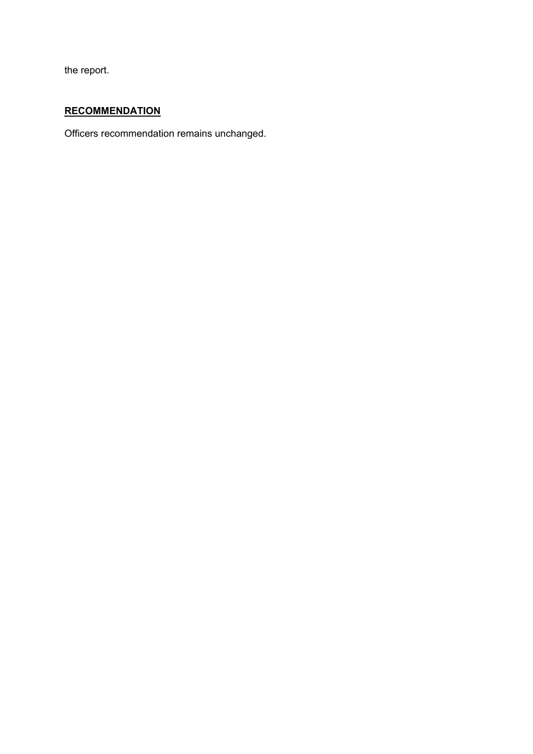the report.

**RECOMMENDATION**

Officers recommendation remains unchanged.